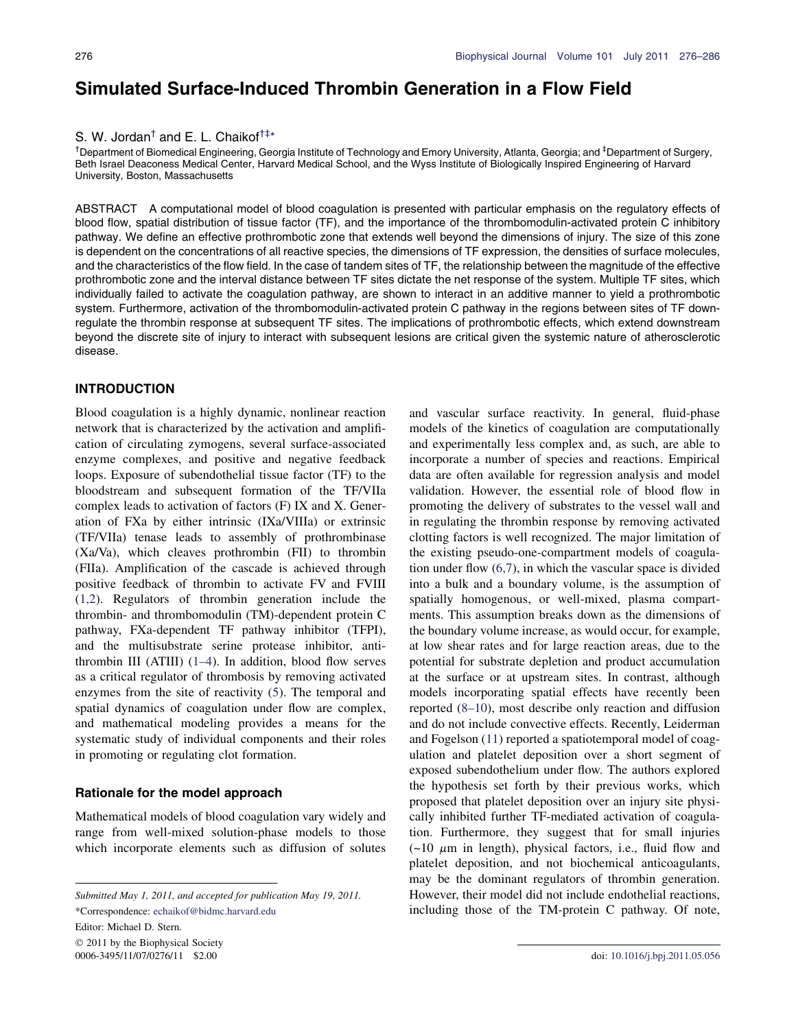# Simulated Surface-Induced Thrombin Generation in a Flow Field

S. W. Jordan[†] and E. L. Chaikof[†‡*]

[†]Department of Biomedical Engineering, Georgia Institute of Technology and Emory University, Atlanta, Georgia; and [‡]Department of Surgery, Beth Israel Deaconess Medical Center, Harvard Medical School, and the Wyss Institute of Biologically Inspired Engineering of Harvard University, Boston, Massachusetts

ABSTRACT A computational model of blood coagulation is presented with particular emphasis on the regulatory effects of blood flow, spatial distribution of tissue factor (TF), and the importance of the thrombomodulin-activated protein C inhibitory pathway. We define an effective prothrombotic zone that extends well beyond the dimensions of injury. The size of this zone is dependent on the concentrations of all reactive species, the dimensions of TF expression, the densities of surface molecules, and the characteristics of the flow field. In the case of tandem sites of TF, the relationship between the magnitude of the effective prothrombotic zone and the interval distance between TF sites dictate the net response of the system. Multiple TF sites, which individually failed to activate the coagulation pathway, are shown to interact in an additive manner to yield a prothrombotic system. Furthermore, activation of the thrombomodulin-activated protein C pathway in the regions between sites of TF downregulate the thrombin response at subsequent TF sites. The implications of prothrombotic effects, which extend downstream beyond the discrete site of injury to interact with subsequent lesions are critical given the systemic nature of atherosclerotic disease.

## INTRODUCTION

Blood coagulation is a highly dynamic, nonlinear reaction network that is characterized by the activation and amplification of circulating zymogens, several surface-associated enzyme complexes, and positive and negative feedback loops. Exposure of subendothelial tissue factor (TF) to the bloodstream and subsequent formation of the TF/VIIa complex leads to activation of factors (F) IX and X. Generation of FXa by either intrinsic (IXa/VIIIa) or extrinsic (TF/VIIa) tenase leads to assembly of prothrombinase (Xa/Va), which cleaves prothrombin (FII) to thrombin (FIIa). Amplification of the cascade is achieved through positive feedback of thrombin to activate FV and FVIII (1,2). Regulators of thrombin generation include the thrombin- and thrombomodulin (TM)-dependent protein C pathway, FXa-dependent TF pathway inhibitor (TFPI), and the multisubstrate serine protease inhibitor, antithrombin III (ATIII) (1–4). In addition, blood flow serves as a critical regulator of thrombosis by removing activated enzymes from the site of reactivity (5). The temporal and spatial dynamics of coagulation under flow are complex, and mathematical modeling provides a means for the systematic study of individual components and their roles in promoting or regulating clot formation.

### Rationale for the model approach

Mathematical models of blood coagulation vary widely and range from well-mixed solution-phase models to those which incorporate elements such as diffusion of solutes and vascular surface reactivity. In general, fluid-phase models of the kinetics of coagulation are computationally and experimentally less complex and, as such, are able to incorporate a number of species and reactions. Empirical data are often available for regression analysis and model validation. However, the essential role of blood flow in promoting the delivery of substrates to the vessel wall and in regulating the thrombin response by removing activated clotting factors is well recognized. The major limitation of the existing pseudo-one-compartment models of coagulation under flow (6,7), in which the vascular space is divided into a bulk and a boundary volume, is the assumption of spatially homogenous, or well-mixed, plasma compartments. This assumption breaks down as the dimensions of the boundary volume increase, as would occur, for example, at low shear rates and for large reaction areas, due to the potential for substrate depletion and product accumulation at the surface or at upstream sites. In contrast, although models incorporating spatial effects have recently been reported (8–10), most describe only reaction and diffusion and do not include convective effects. Recently, Leiderman and Fogelson (11) reported a spatiotemporal model of coagulation and platelet deposition over a short segment of exposed subendothelium under flow. The authors explored the hypothesis set forth by their previous works, which proposed that platelet deposition over an injury site physically inhibited further TF-mediated activation of coagulation. Furthermore, they suggest that for small injuries (~10 $\mu$m in length), physical factors, i.e., fluid flow and platelet deposition, and not biochemical anticoagulants, may be the dominant regulators of thrombin generation. However, their model did not include endothelial reactions, including those of the TM-protein C pathway. Of note,

*Submitted May 1, 2011, and accepted for publication May 19, 2011.*

*Correspondence: echaikof@bidmc.harvard.edu

Editor: Michael D. Stern.

© 2011 by the Biophysical Society
0006-3495/11/07/0276/11 $2.00

doi: 10.1016/j.bpj.2011.05.056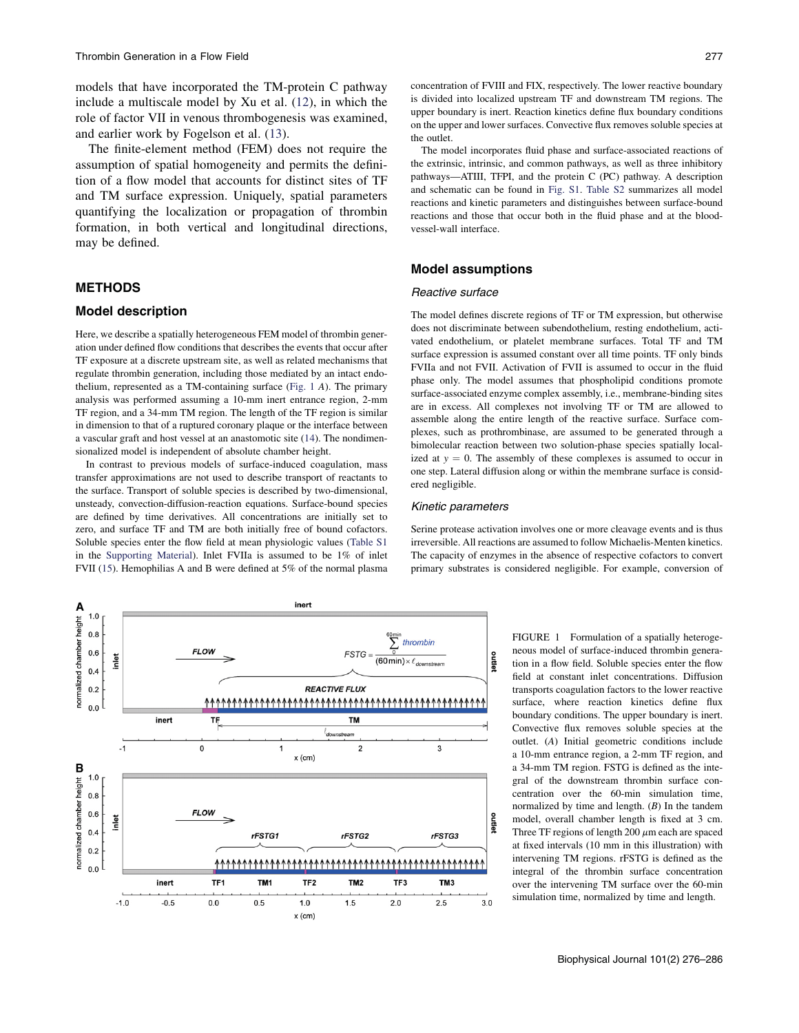models that have incorporated the TM-protein C pathway include a multiscale model by Xu et al. (12), in which the role of factor VII in venous thrombogenesis was examined, and earlier work by Fogelson et al. (13).

The finite-element method (FEM) does not require the assumption of spatial homogeneity and permits the definition of a flow model that accounts for distinct sites of TF and TM surface expression. Uniquely, spatial parameters quantifying the localization or propagation of thrombin formation, in both vertical and longitudinal directions, may be defined.

## METHODS

### Model description

Here, we describe a spatially heterogeneous FEM model of thrombin generation under defined flow conditions that describes the events that occur after TF exposure at a discrete upstream site, as well as related mechanisms that regulate thrombin generation, including those mediated by an intact endothelium, represented as a TM-containing surface (Fig. 1 *A*). The primary analysis was performed assuming a 10-mm inert entrance region, 2-mm TF region, and a 34-mm TM region. The length of the TF region is similar in dimension to that of a ruptured coronary plaque or the interface between a vascular graft and host vessel at an anastomotic site (14). The nondimensionalized model is independent of absolute chamber height.

In contrast to previous models of surface-induced coagulation, mass transfer approximations are not used to describe transport of reactants to the surface. Transport of soluble species is described by two-dimensional, unsteady, convection-diffusion-reaction equations. Surface-bound species are defined by time derivatives. All concentrations are initially set to zero, and surface TF and TM are both initially free of bound cofactors. Soluble species enter the flow field at mean physiologic values (Table S1 in the Supporting Material). Inlet FVIIa is assumed to be 1% of inlet FVII (15). Hemophilias A and B were defined at 5% of the normal plasma concentration of FVIII and FIX, respectively. The lower reactive boundary is divided into localized upstream TF and downstream TM regions. The upper boundary is inert. Reaction kinetics define flux boundary conditions on the upper and lower surfaces. Convective flux removes soluble species at the outlet.

The model incorporates fluid phase and surface-associated reactions of the extrinsic, intrinsic, and common pathways, as well as three inhibitory pathways—ATIII, TFPI, and the protein C (PC) pathway. A description and schematic can be found in Fig. S1. Table S2 summarizes all model reactions and kinetic parameters and distinguishes between surface-bound reactions and those that occur both in the fluid phase and at the blood-vessel-wall interface.

## Model assumptions

### Reactive surface

The model defines discrete regions of TF or TM expression, but otherwise does not discriminate between subendothelium, resting endothelium, activated endothelium, or platelet membrane surfaces. Total TF and TM surface expression is assumed constant over all time points. TF only binds FVIIa and not FVII. Activation of FVII is assumed to occur in the fluid phase only. The model assumes that phospholipid conditions promote surface-associated enzyme complex assembly, i.e., membrane-binding sites are in excess. All complexes not involving TF or TM are allowed to assemble along the entire length of the reactive surface. Surface complexes, such as prothrombinase, are assumed to be generated through a bimolecular reaction between two solution-phase species spatially localized at $y = 0$. The assembly of these complexes is assumed to occur in one step. Lateral diffusion along or within the membrane surface is considered negligible.

### Kinetic parameters

Serine protease activation involves one or more cleavage events and is thus irreversible. All reactions are assumed to follow Michaelis-Menten kinetics. The capacity of enzymes in the absence of respective cofactors to convert primary substrates is considered negligible. For example, conversion of

FIGURE 1 Formulation of a spatially heterogeneous model of surface-induced thrombin generation in a flow field. Soluble species enter the flow field at constant inlet concentrations. Diffusion transports coagulation factors to the lower reactive surface, where reaction kinetics define flux boundary conditions. The upper boundary is inert. Convective flux removes soluble species at the outlet. (*A*) Initial geometric conditions include a 10-mm entrance region, a 2-mm TF region, and a 34-mm TM region. FSTG is defined as the integral of the downstream thrombin surface concentration over the 60-min simulation time, normalized by time and length. (*B*) In the tandem model, overall chamber length is fixed at 3 cm. Three TF regions of length 200 $\mu$m each are spaced at fixed intervals (10 mm in this illustration) with intervening TM regions. rFSTG is defined as the integral of the thrombin surface concentration over the intervening TM surface over the 60-min simulation time, normalized by time and length.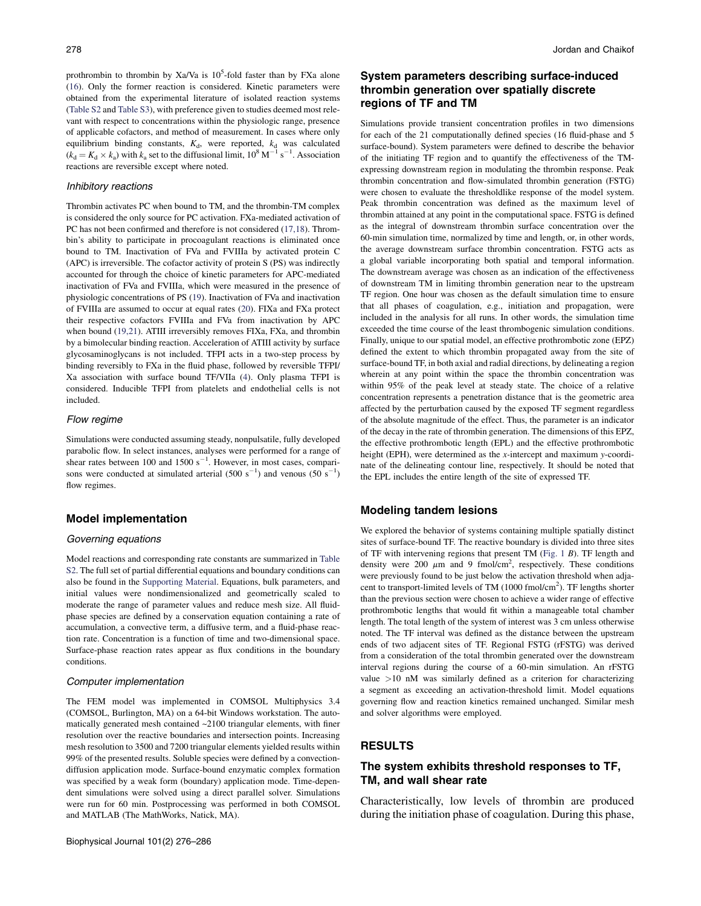prothrombin to thrombin by Xa/Va is $10^5$-fold faster than by FXa alone (16). Only the former reaction is considered. Kinetic parameters were obtained from the experimental literature of isolated reaction systems (Table S2 and Table S3), with preference given to studies deemed most relevant with respect to concentrations within the physiologic range, presence of applicable cofactors, and method of measurement. In cases where only equilibrium binding constants, $K_d$, were reported, $k_d$ was calculated ($k_d = K_d \times k_a$) with $k_a$ set to the diffusional limit, $10^8\ M^{-1}\ s^{-1}$. Association reactions are reversible except where noted.

### Inhibitory reactions

Thrombin activates PC when bound to TM, and the thrombin-TM complex is considered the only source for PC activation. FXa-mediated activation of PC has not been confirmed and therefore is not considered (17,18). Thrombin's ability to participate in procoagulant reactions is eliminated once bound to TM. Inactivation of FVa and FVIIIa by activated protein C (APC) is irreversible. The cofactor activity of protein S (PS) was indirectly accounted for through the choice of kinetic parameters for APC-mediated inactivation of FVa and FVIIIa, which were measured in the presence of physiologic concentrations of PS (19). Inactivation of FVa and inactivation of FVIIIa are assumed to occur at equal rates (20). FIXa and FXa protect their respective cofactors FVIIIa and FVa from inactivation by APC when bound (19,21). ATIII irreversibly removes FIXa, FXa, and thrombin by a bimolecular binding reaction. Acceleration of ATIII activity by surface glycosaminoglycans is not included. TFPI acts in a two-step process by binding reversibly to FXa in the fluid phase, followed by reversible TFPI/Xa association with surface bound TF/VIIa (4). Only plasma TFPI is considered. Inducible TFPI from platelets and endothelial cells is not included.

### Flow regime

Simulations were conducted assuming steady, nonpulsatile, fully developed parabolic flow. In select instances, analyses were performed for a range of shear rates between 100 and 1500 $s^{-1}$. However, in most cases, comparisons were conducted at simulated arterial (500 $s^{-1}$) and venous (50 $s^{-1}$) flow regimes.

## Model implementation

### Governing equations

Model reactions and corresponding rate constants are summarized in Table S2. The full set of partial differential equations and boundary conditions can also be found in the Supporting Material. Equations, bulk parameters, and initial values were nondimensionalized and geometrically scaled to moderate the range of parameter values and reduce mesh size. All fluid-phase species are defined by a conservation equation containing a rate of accumulation, a convective term, a diffusive term, and a fluid-phase reaction rate. Concentration is a function of time and two-dimensional space. Surface-phase reaction rates appear as flux conditions in the boundary conditions.

### Computer implementation

The FEM model was implemented in COMSOL Multiphysics 3.4 (COMSOL, Burlington, MA) on a 64-bit Windows workstation. The automatically generated mesh contained ~2100 triangular elements, with finer resolution over the reactive boundaries and intersection points. Increasing mesh resolution to 3500 and 7200 triangular elements yielded results within 99% of the presented results. Soluble species were defined by a convection-diffusion application mode. Surface-bound enzymatic complex formation was specified by a weak form (boundary) application mode. Time-dependent simulations were solved using a direct parallel solver. Simulations were run for 60 min. Postprocessing was performed in both COMSOL and MATLAB (The MathWorks, Natick, MA).

## System parameters describing surface-induced thrombin generation over spatially discrete regions of TF and TM

Simulations provide transient concentration profiles in two dimensions for each of the 21 computationally defined species (16 fluid-phase and 5 surface-bound). System parameters were defined to describe the behavior of the initiating TF region and to quantify the effectiveness of the TM-expressing downstream region in modulating the thrombin response. Peak thrombin concentration and flow-simulated thrombin generation (FSTG) were chosen to evaluate the thresholdlike response of the model system. Peak thrombin concentration was defined as the maximum level of thrombin attained at any point in the computational space. FSTG is defined as the integral of downstream thrombin surface concentration over the 60-min simulation time, normalized by time and length, or, in other words, the average downstream surface thrombin concentration. FSTG acts as a global variable incorporating both spatial and temporal information. The downstream average was chosen as an indication of the effectiveness of downstream TM in limiting thrombin generation near to the upstream TF region. One hour was chosen as the default simulation time to ensure that all phases of coagulation, e.g., initiation and propagation, were included in the analysis for all runs. In other words, the simulation time exceeded the time course of the least thrombogenic simulation conditions. Finally, unique to our spatial model, an effective prothrombotic zone (EPZ) defined the extent to which thrombin propagated away from the site of surface-bound TF, in both axial and radial directions, by delineating a region wherein at any point within the space the thrombin concentration was within 95% of the peak level at steady state. The choice of a relative concentration represents a penetration distance that is the geometric area affected by the perturbation caused by the exposed TF segment regardless of the absolute magnitude of the effect. Thus, the parameter is an indicator of the decay in the rate of thrombin generation. The dimensions of this EPZ, the effective prothrombotic length (EPL) and the effective prothrombotic height (EPH), were determined as the $x$-intercept and maximum $y$-coordinate of the delineating contour line, respectively. It should be noted that the EPL includes the entire length of the site of expressed TF.

## Modeling tandem lesions

We explored the behavior of systems containing multiple spatially distinct sites of surface-bound TF. The reactive boundary is divided into three sites of TF with intervening regions that present TM (Fig. 1 *B*). TF length and density were 200 $\mu$m and 9 fmol/cm$^2$, respectively. These conditions were previously found to be just below the activation threshold when adjacent to transport-limited levels of TM (1000 fmol/cm$^2$). TF lengths shorter than the previous section were chosen to achieve a wider range of effective prothrombotic lengths that would fit within a manageable total chamber length. The total length of the system of interest was 3 cm unless otherwise noted. The TF interval was defined as the distance between the upstream ends of two adjacent sites of TF. Regional FSTG (rFSTG) was derived from a consideration of the total thrombin generated over the downstream interval regions during the course of a 60-min simulation. An rFSTG value >10 nM was similarly defined as a criterion for characterizing a segment as exceeding an activation-threshold limit. Model equations governing flow and reaction kinetics remained unchanged. Similar mesh and solver algorithms were employed.

# RESULTS

## The system exhibits threshold responses to TF, TM, and wall shear rate

Characteristically, low levels of thrombin are produced during the initiation phase of coagulation. During this phase,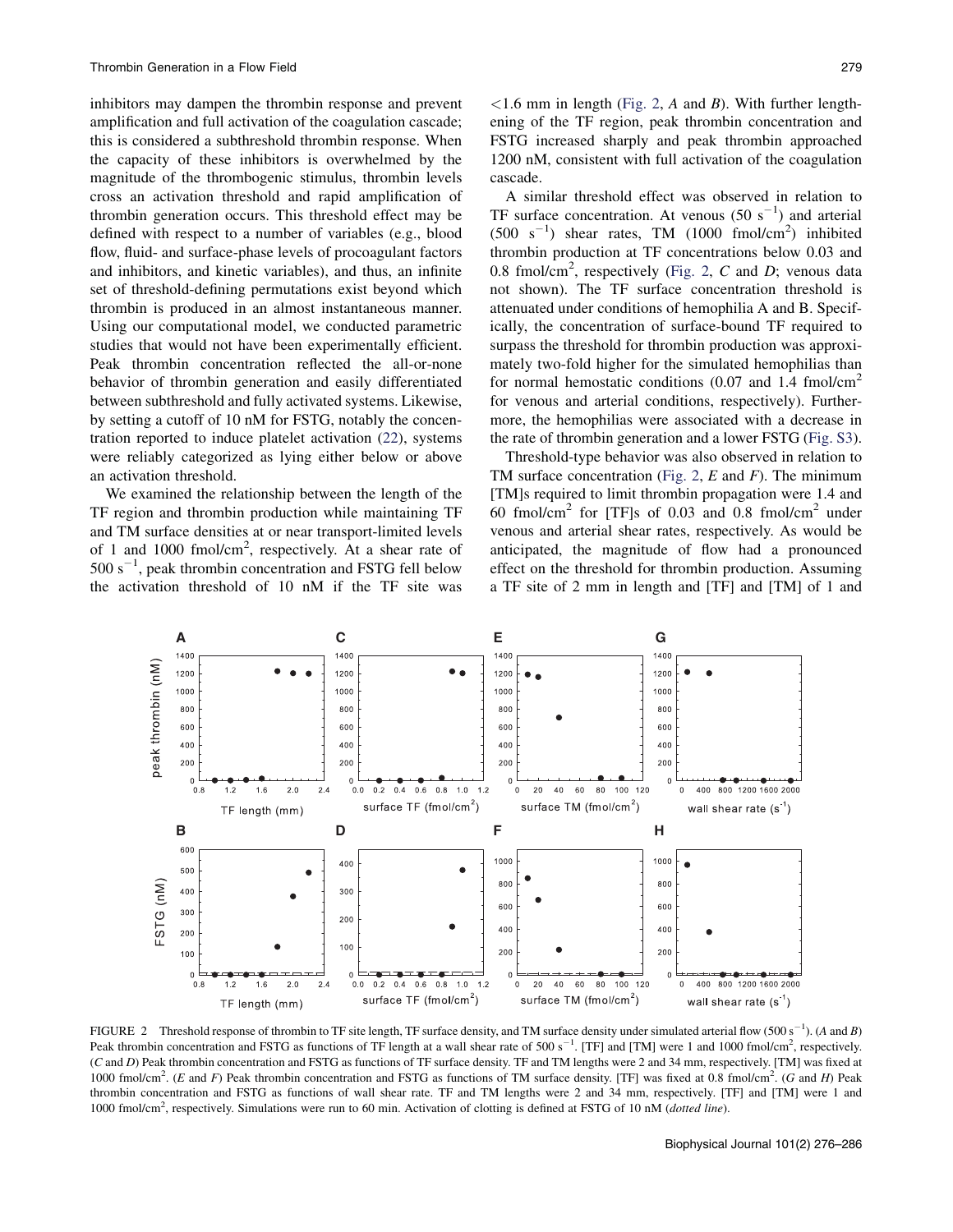inhibitors may dampen the thrombin response and prevent amplification and full activation of the coagulation cascade; this is considered a subthreshold thrombin response. When the capacity of these inhibitors is overwhelmed by the magnitude of the thrombogenic stimulus, thrombin levels cross an activation threshold and rapid amplification of thrombin generation occurs. This threshold effect may be defined with respect to a number of variables (e.g., blood flow, fluid- and surface-phase levels of procoagulant factors and inhibitors, and kinetic variables), and thus, an infinite set of threshold-defining permutations exist beyond which thrombin is produced in an almost instantaneous manner. Using our computational model, we conducted parametric studies that would not have been experimentally efficient. Peak thrombin concentration reflected the all-or-none behavior of thrombin generation and easily differentiated between subthreshold and fully activated systems. Likewise, by setting a cutoff of 10 nM for FSTG, notably the concentration reported to induce platelet activation (22), systems were reliably categorized as lying either below or above an activation threshold.

We examined the relationship between the length of the TF region and thrombin production while maintaining TF and TM surface densities at or near transport-limited levels of 1 and 1000 fmol/cm$^2$, respectively. At a shear rate of 500 s$^{-1}$, peak thrombin concentration and FSTG fell below the activation threshold of 10 nM if the TF site was <1.6 mm in length (Fig. 2, *A* and *B*). With further lengthening of the TF region, peak thrombin concentration and FSTG increased sharply and peak thrombin approached 1200 nM, consistent with full activation of the coagulation cascade.

A similar threshold effect was observed in relation to TF surface concentration. At venous (50 s$^{-1}$) and arterial (500 s$^{-1}$) shear rates, TM (1000 fmol/cm$^2$) inhibited thrombin production at TF concentrations below 0.03 and 0.8 fmol/cm$^2$, respectively (Fig. 2, *C* and *D*; venous data not shown). The TF surface concentration threshold is attenuated under conditions of hemophilia A and B. Specifically, the concentration of surface-bound TF required to surpass the threshold for thrombin production was approximately two-fold higher for the simulated hemophilias than for normal hemostatic conditions (0.07 and 1.4 fmol/cm$^2$ for venous and arterial conditions, respectively). Furthermore, the hemophilias were associated with a decrease in the rate of thrombin generation and a lower FSTG (Fig. S3).

Threshold-type behavior was also observed in relation to TM surface concentration (Fig. 2, *E* and *F*). The minimum [TM]s required to limit thrombin propagation were 1.4 and 60 fmol/cm$^2$ for [TF]s of 0.03 and 0.8 fmol/cm$^2$ under venous and arterial shear rates, respectively. As would be anticipated, the magnitude of flow had a pronounced effect on the threshold for thrombin production. Assuming a TF site of 2 mm in length and [TF] and [TM] of 1 and

FIGURE 2 Threshold response of thrombin to TF site length, TF surface density, and TM surface density under simulated arterial flow (500 s$^{-1}$). (*A* and *B*) Peak thrombin concentration and FSTG as functions of TF length at a wall shear rate of 500 s$^{-1}$. [TF] and [TM] were 1 and 1000 fmol/cm$^2$, respectively. (*C* and *D*) Peak thrombin concentration and FSTG as functions of TF surface density. TF and TM lengths were 2 and 34 mm, respectively. [TM] was fixed at 1000 fmol/cm$^2$. (*E* and *F*) Peak thrombin concentration and FSTG as functions of TM surface density. [TF] was fixed at 0.8 fmol/cm$^2$. (*G* and *H*) Peak thrombin concentration and FSTG as functions of wall shear rate. TF and TM lengths were 2 and 34 mm, respectively. [TF] and [TM] were 1 and 1000 fmol/cm$^2$, respectively. Simulations were run to 60 min. Activation of clotting is defined at FSTG of 10 nM (*dotted line*).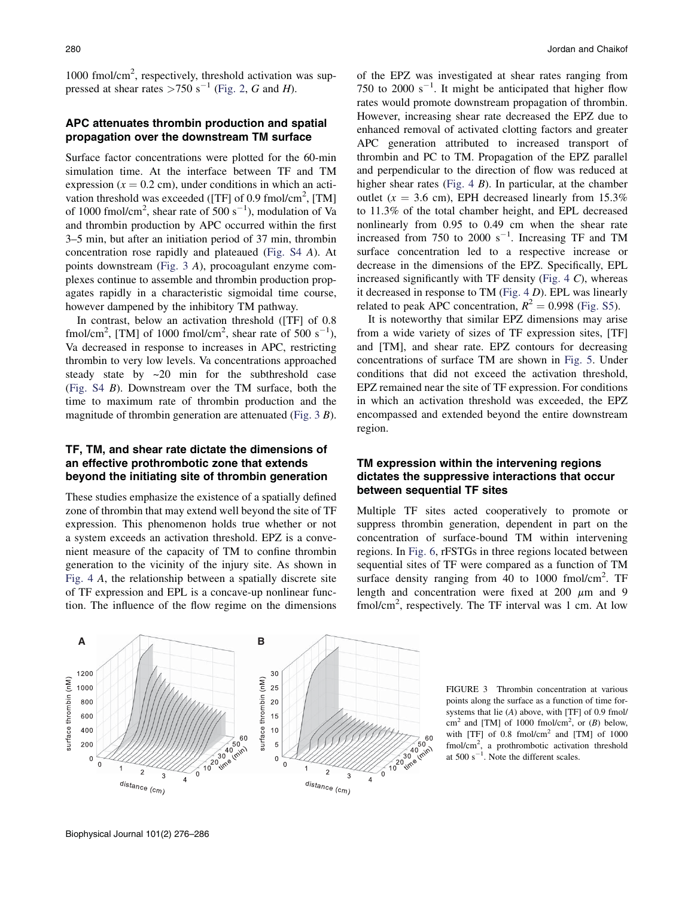1000 fmol/cm$^2$, respectively, threshold activation was suppressed at shear rates $>750$ s$^{-1}$ (Fig. 2, *G* and *H*).

### APC attenuates thrombin production and spatial propagation over the downstream TM surface

Surface factor concentrations were plotted for the 60-min simulation time. At the interface between TF and TM expression ($x = 0.2$ cm), under conditions in which an activation threshold was exceeded ([TF] of 0.9 fmol/cm$^2$, [TM] of 1000 fmol/cm$^2$, shear rate of 500 s$^{-1}$), modulation of Va and thrombin production by APC occurred within the first 3–5 min, but after an initiation period of 37 min, thrombin concentration rose rapidly and plateaued (Fig. S4 *A*). At points downstream (Fig. 3 *A*), procoagulant enzyme complexes continue to assemble and thrombin production propagates rapidly in a characteristic sigmoidal time course, however dampened by the inhibitory TM pathway.

In contrast, below an activation threshold ([TF] of 0.8 fmol/cm$^2$, [TM] of 1000 fmol/cm$^2$, shear rate of 500 s$^{-1}$), Va decreased in response to increases in APC, restricting thrombin to very low levels. Va concentrations approached steady state by ~20 min for the subthreshold case (Fig. S4 *B*). Downstream over the TM surface, both the time to maximum rate of thrombin production and the magnitude of thrombin generation are attenuated (Fig. 3 *B*).

### TF, TM, and shear rate dictate the dimensions of an effective prothrombotic zone that extends beyond the initiating site of thrombin generation

These studies emphasize the existence of a spatially defined zone of thrombin that may extend well beyond the site of TF expression. This phenomenon holds true whether or not a system exceeds an activation threshold. EPZ is a convenient measure of the capacity of TM to confine thrombin generation to the vicinity of the injury site. As shown in Fig. 4 *A*, the relationship between a spatially discrete site of TF expression and EPL is a concave-up nonlinear function. The influence of the flow regime on the dimensions of the EPZ was investigated at shear rates ranging from 750 to 2000 s$^{-1}$. It might be anticipated that higher flow rates would promote downstream propagation of thrombin. However, increasing shear rate decreased the EPZ due to enhanced removal of activated clotting factors and greater APC generation attributed to increased transport of thrombin and PC to TM. Propagation of the EPZ parallel and perpendicular to the direction of flow was reduced at higher shear rates (Fig. 4 *B*). In particular, at the chamber outlet ($x = 3.6$ cm), EPH decreased linearly from 15.3% to 11.3% of the total chamber height, and EPL decreased nonlinearly from 0.95 to 0.49 cm when the shear rate increased from 750 to 2000 s$^{-1}$. Increasing TF and TM surface concentration led to a respective increase or decrease in the dimensions of the EPZ. Specifically, EPL increased significantly with TF density (Fig. 4 *C*), whereas it decreased in response to TM (Fig. 4 *D*). EPL was linearly related to peak APC concentration, $R^2 = 0.998$ (Fig. S5).

It is noteworthy that similar EPZ dimensions may arise from a wide variety of sizes of TF expression sites, [TF] and [TM], and shear rate. EPZ contours for decreasing concentrations of surface TM are shown in Fig. 5. Under conditions that did not exceed the activation threshold, EPZ remained near the site of TF expression. For conditions in which an activation threshold was exceeded, the EPZ encompassed and extended beyond the entire downstream region.

### TM expression within the intervening regions dictates the suppressive interactions that occur between sequential TF sites

Multiple TF sites acted cooperatively to promote or suppress thrombin generation, dependent in part on the concentration of surface-bound TM within intervening regions. In Fig. 6, rFSTGs in three regions located between sequential sites of TF were compared as a function of TM surface density ranging from 40 to 1000 fmol/cm$^2$. TF length and concentration were fixed at 200 $\mu$m and 9 fmol/cm$^2$, respectively. The TF interval was 1 cm. At low

FIGURE 3 Thrombin concentration at various points along the surface as a function of time for systems that lie (*A*) above, with [TF] of 0.9 fmol/cm$^2$ and [TM] of 1000 fmol/cm$^2$, or (*B*) below, with [TF] of 0.8 fmol/cm$^2$ and [TM] of 1000 fmol/cm$^2$, a prothrombotic activation threshold at 500 s$^{-1}$. Note the different scales.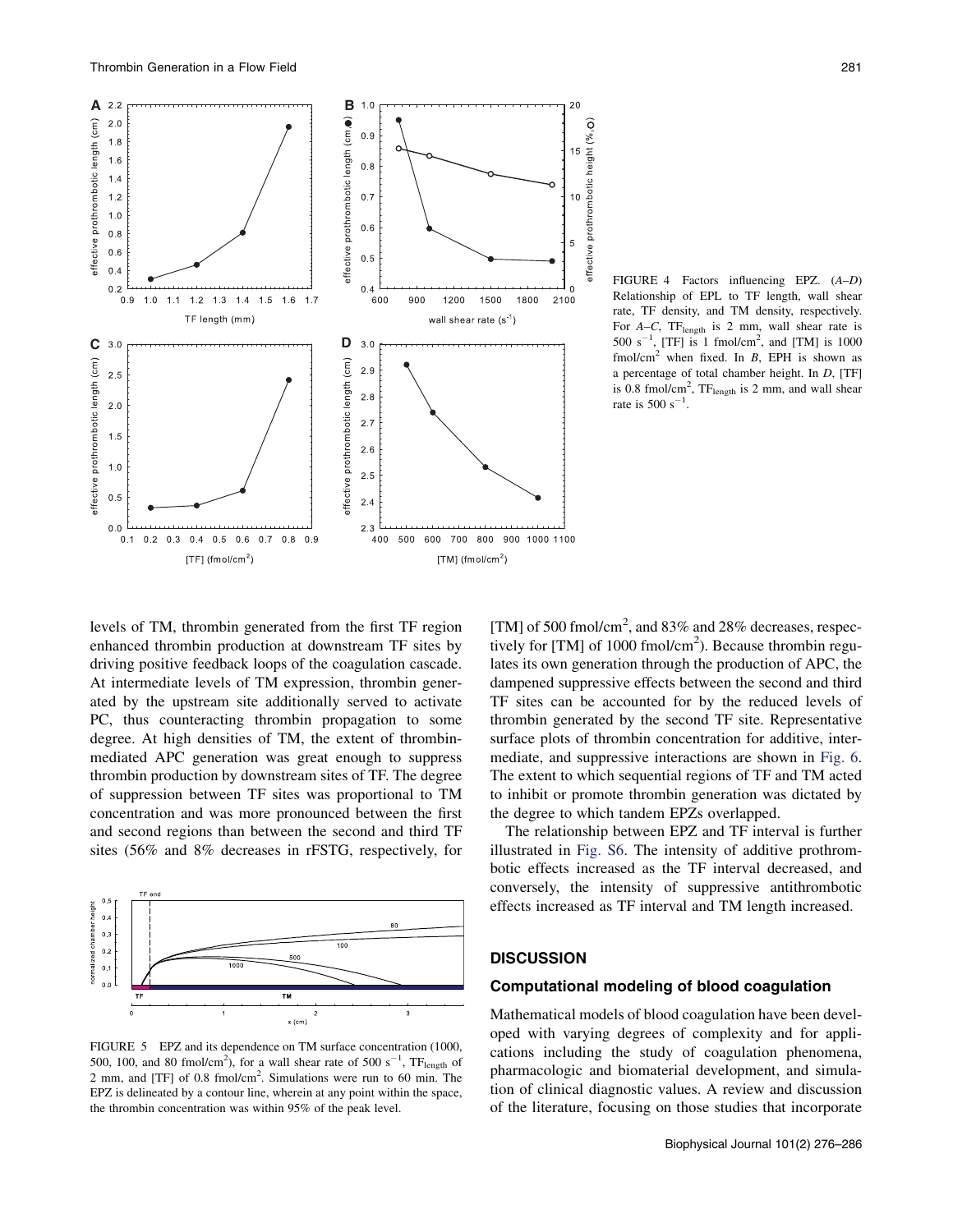FIGURE 4 Factors influencing EPZ. (*A–D*) Relationship of EPL to TF length, wall shear rate, TF density, and TM density, respectively. For *A–C*, $TF_{length}$ is 2 mm, wall shear rate is 500 $s^{-1}$, [TF] is 1 fmol/cm$^2$, and [TM] is 1000 fmol/cm$^2$ when fixed. In *B*, EPH is shown as a percentage of total chamber height. In *D*, [TF] is 0.8 fmol/cm$^2$, $TF_{length}$ is 2 mm, and wall shear rate is 500 $s^{-1}$.

levels of TM, thrombin generated from the first TF region enhanced thrombin production at downstream TF sites by driving positive feedback loops of the coagulation cascade. At intermediate levels of TM expression, thrombin generated by the upstream site additionally served to activate PC, thus counteracting thrombin propagation to some degree. At high densities of TM, the extent of thrombin-mediated APC generation was great enough to suppress thrombin production by downstream sites of TF. The degree of suppression between TF sites was proportional to TM concentration and was more pronounced between the first and second regions than between the second and third TF sites (56% and 8% decreases in rFSTG, respectively, for [TM] of 500 fmol/cm$^2$, and 83% and 28% decreases, respectively for [TM] of 1000 fmol/cm$^2$). Because thrombin regulates its own generation through the production of APC, the dampened suppressive effects between the second and third TF sites can be accounted for by the reduced levels of thrombin generated by the second TF site. Representative surface plots of thrombin concentration for additive, intermediate, and suppressive interactions are shown in Fig. 6. The extent to which sequential regions of TF and TM acted to inhibit or promote thrombin generation was dictated by the degree to which tandem EPZs overlapped.

FIGURE 5 EPZ and its dependence on TM surface concentration (1000, 500, 100, and 80 fmol/cm$^2$), for a wall shear rate of 500 $s^{-1}$, $TF_{length}$ of 2 mm, and [TF] of 0.8 fmol/cm$^2$. Simulations were run to 60 min. The EPZ is delineated by a contour line, wherein at any point within the space, the thrombin concentration was within 95% of the peak level.

The relationship between EPZ and TF interval is further illustrated in Fig. S6. The intensity of additive prothrombotic effects increased as the TF interval decreased, and conversely, the intensity of suppressive antithrombotic effects increased as TF interval and TM length increased.

## DISCUSSION

### Computational modeling of blood coagulation

Mathematical models of blood coagulation have been developed with varying degrees of complexity and for applications including the study of coagulation phenomena, pharmacologic and biomaterial development, and simulation of clinical diagnostic values. A review and discussion of the literature, focusing on those studies that incorporate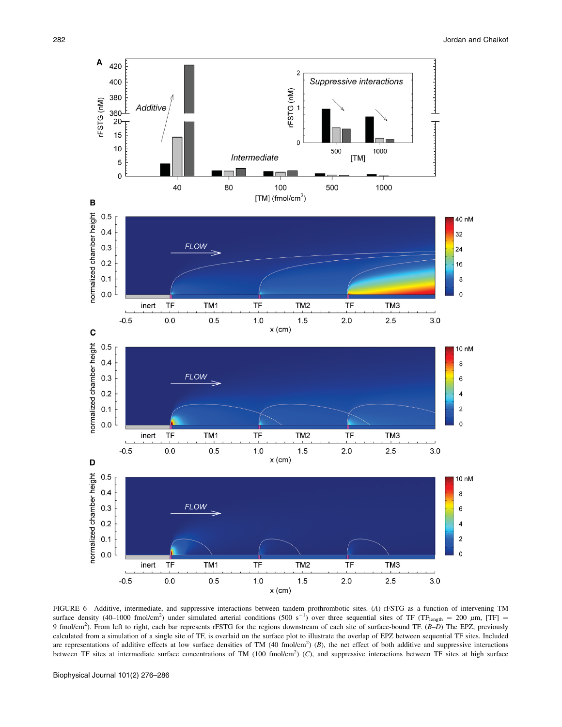FIGURE 6 Additive, intermediate, and suppressive interactions between tandem prothrombotic sites. (*A*) rFSTG as a function of intervening TM surface density (40–1000 fmol/cm$^2$) under simulated arterial conditions (500 s$^{-1}$) over three sequential sites of TF ($TF_{length}$ = 200 $\mu$m, [TF] = 9 fmol/cm$^2$). From left to right, each bar represents rFSTG for the regions downstream of each site of surface-bound TF. (*B*–*D*) The EPZ, previously calculated from a simulation of a single site of TF, is overlaid on the surface plot to illustrate the overlap of EPZ between sequential TF sites. Included are representations of additive effects at low surface densities of TM (40 fmol/cm$^2$) (*B*), the net effect of both additive and suppressive interactions between TF sites at intermediate surface concentrations of TM (100 fmol/cm$^2$) (*C*), and suppressive interactions between TF sites at high surface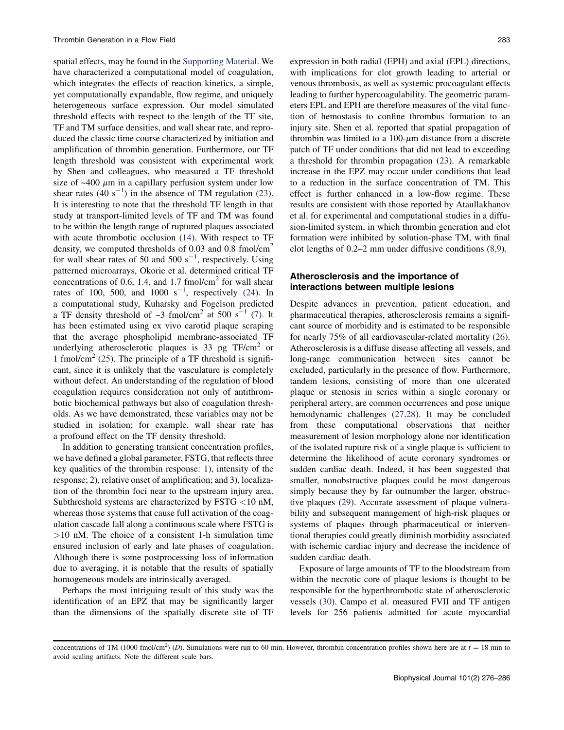spatial effects, may be found in the Supporting Material. We have characterized a computational model of coagulation, which integrates the effects of reaction kinetics, a simple, yet computationally expandable, flow regime, and uniquely heterogeneous surface expression. Our model simulated threshold effects with respect to the length of the TF site, TF and TM surface densities, and wall shear rate, and reproduced the classic time course characterized by initiation and amplification of thrombin generation. Furthermore, our TF length threshold was consistent with experimental work by Shen and colleagues, who measured a TF threshold size of ~400 $\mu$m in a capillary perfusion system under low shear rates (40 $s^{-1}$) in the absence of TM regulation (23). It is interesting to note that the threshold TF length in that study at transport-limited levels of TF and TM was found to be within the length range of ruptured plaques associated with acute thrombotic occlusion (14). With respect to TF density, we computed thresholds of 0.03 and 0.8 fmol/cm$^2$ for wall shear rates of 50 and 500 $s^{-1}$, respectively. Using patterned microarrays, Okorie et al. determined critical TF concentrations of 0.6, 1.4, and 1.7 fmol/cm$^2$ for wall shear rates of 100, 500, and 1000 $s^{-1}$, respectively (24). In a computational study, Kuharsky and Fogelson predicted a TF density threshold of ~3 fmol/cm$^2$ at 500 $s^{-1}$ (7). It has been estimated using ex vivo carotid plaque scraping that the average phospholipid membrane-associated TF underlying atherosclerotic plaques is 33 pg TF/cm$^2$ or 1 fmol/cm$^2$ (25). The principle of a TF threshold is significant, since it is unlikely that the vasculature is completely without defect. An understanding of the regulation of blood coagulation requires consideration not only of antithrombotic biochemical pathways but also of coagulation thresholds. As we have demonstrated, these variables may not be studied in isolation; for example, wall shear rate has a profound effect on the TF density threshold.

In addition to generating transient concentration profiles, we have defined a global parameter, FSTG, that reflects three key qualities of the thrombin response: 1), intensity of the response; 2), relative onset of amplification; and 3), localization of the thrombin foci near to the upstream injury area. Subthreshold systems are characterized by FSTG <10 nM, whereas those systems that cause full activation of the coagulation cascade fall along a continuous scale where FSTG is >10 nM. The choice of a consistent 1-h simulation time ensured inclusion of early and late phases of coagulation. Although there is some postprocessing loss of information due to averaging, it is notable that the results of spatially homogeneous models are intrinsically averaged.

Perhaps the most intriguing result of this study was the identification of an EPZ that may be significantly larger than the dimensions of the spatially discrete site of TF expression in both radial (EPH) and axial (EPL) directions, with implications for clot growth leading to arterial or venous thrombosis, as well as systemic procoagulant effects leading to further hypercoagulability. The geometric parameters EPL and EPH are therefore measures of the vital function of hemostasis to confine thrombus formation to an injury site. Shen et al. reported that spatial propagation of thrombin was limited to a 100-$\mu$m distance from a discrete patch of TF under conditions that did not lead to exceeding a threshold for thrombin propagation (23). A remarkable increase in the EPZ may occur under conditions that lead to a reduction in the surface concentration of TM. This effect is further enhanced in a low-flow regime. These results are consistent with those reported by Ataullakhanov et al. for experimental and computational studies in a diffusion-limited system, in which thrombin generation and clot formation were inhibited by solution-phase TM, with final clot lengths of 0.2–2 mm under diffusive conditions (8,9).

## Atherosclerosis and the importance of interactions between multiple lesions

Despite advances in prevention, patient education, and pharmaceutical therapies, atherosclerosis remains a significant source of morbidity and is estimated to be responsible for nearly 75% of all cardiovascular-related mortality (26). Atherosclerosis is a diffuse disease affecting all vessels, and long-range communication between sites cannot be excluded, particularly in the presence of flow. Furthermore, tandem lesions, consisting of more than one ulcerated plaque or stenosis in series within a single coronary or peripheral artery, are common occurrences and pose unique hemodynamic challenges (27,28). It may be concluded from these computational observations that neither measurement of lesion morphology alone nor identification of the isolated rupture risk of a single plaque is sufficient to determine the likelihood of acute coronary syndromes or sudden cardiac death. Indeed, it has been suggested that smaller, nonobstructive plaques could be most dangerous simply because they by far outnumber the larger, obstructive plaques (29). Accurate assessment of plaque vulnerability and subsequent management of high-risk plaques or systems of plaques through pharmaceutical or interventional therapies could greatly diminish morbidity associated with ischemic cardiac injury and decrease the incidence of sudden cardiac death.

Exposure of large amounts of TF to the bloodstream from within the necrotic core of plaque lesions is thought to be responsible for the hyperthrombotic state of atherosclerotic vessels (30). Campo et al. measured FVII and TF antigen levels for 256 patients admitted for acute myocardial

concentrations of TM (1000 fmol/cm$^2$) (*D*). Simulations were run to 60 min. However, thrombin concentration profiles shown here are at $t = 18$ min to avoid scaling artifacts. Note the different scale bars.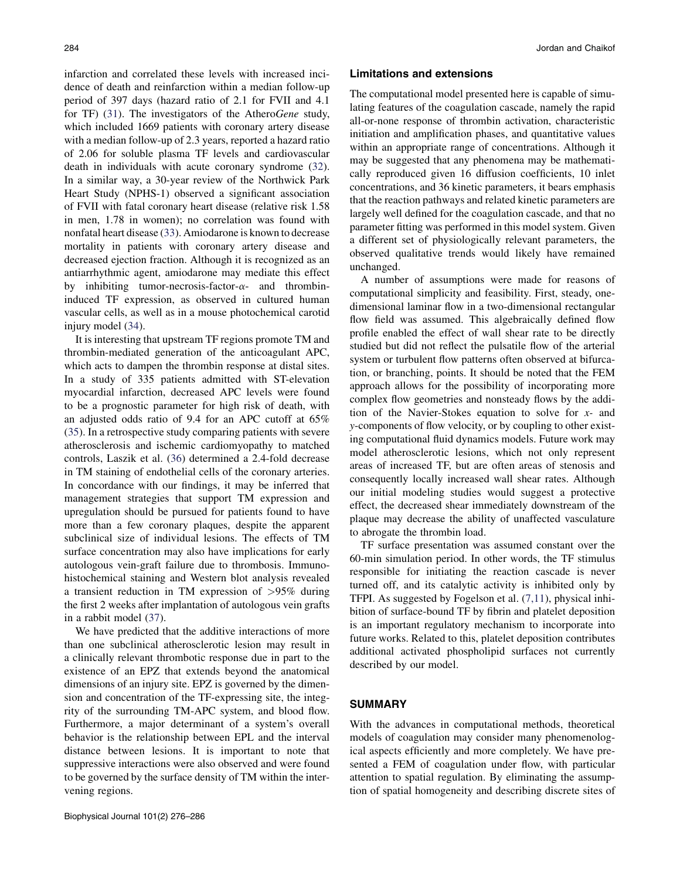infarction and correlated these levels with increased incidence of death and reinfarction within a median follow-up period of 397 days (hazard ratio of 2.1 for FVII and 4.1 for TF) (31). The investigators of the Athero*Gene* study, which included 1669 patients with coronary artery disease with a median follow-up of 2.3 years, reported a hazard ratio of 2.06 for soluble plasma TF levels and cardiovascular death in individuals with acute coronary syndrome (32). In a similar way, a 30-year review of the Northwick Park Heart Study (NPHS-1) observed a significant association of FVII with fatal coronary heart disease (relative risk 1.58 in men, 1.78 in women); no correlation was found with nonfatal heart disease (33). Amiodarone is known to decrease mortality in patients with coronary artery disease and decreased ejection fraction. Although it is recognized as an antiarrhythmic agent, amiodarone may mediate this effect by inhibiting tumor-necrosis-factor-$\alpha$- and thrombin-induced TF expression, as observed in cultured human vascular cells, as well as in a mouse photochemical carotid injury model (34).

It is interesting that upstream TF regions promote TM and thrombin-mediated generation of the anticoagulant APC, which acts to dampen the thrombin response at distal sites. In a study of 335 patients admitted with ST-elevation myocardial infarction, decreased APC levels were found to be a prognostic parameter for high risk of death, with an adjusted odds ratio of 9.4 for an APC cutoff at 65% (35). In a retrospective study comparing patients with severe atherosclerosis and ischemic cardiomyopathy to matched controls, Laszik et al. (36) determined a 2.4-fold decrease in TM staining of endothelial cells of the coronary arteries. In concordance with our findings, it may be inferred that management strategies that support TM expression and upregulation should be pursued for patients found to have more than a few coronary plaques, despite the apparent subclinical size of individual lesions. The effects of TM surface concentration may also have implications for early autologous vein-graft failure due to thrombosis. Immunohistochemical staining and Western blot analysis revealed a transient reduction in TM expression of $>95\%$ during the first 2 weeks after implantation of autologous vein grafts in a rabbit model (37).

We have predicted that the additive interactions of more than one subclinical atherosclerotic lesion may result in a clinically relevant thrombotic response due in part to the existence of an EPZ that extends beyond the anatomical dimensions of an injury site. EPZ is governed by the dimension and concentration of the TF-expressing site, the integrity of the surrounding TM-APC system, and blood flow. Furthermore, a major determinant of a system's overall behavior is the relationship between EPL and the interval distance between lesions. It is important to note that suppressive interactions were also observed and were found to be governed by the surface density of TM within the intervening regions.

## Limitations and extensions

The computational model presented here is capable of simulating features of the coagulation cascade, namely the rapid all-or-none response of thrombin activation, characteristic initiation and amplification phases, and quantitative values within an appropriate range of concentrations. Although it may be suggested that any phenomena may be mathematically reproduced given 16 diffusion coefficients, 10 inlet concentrations, and 36 kinetic parameters, it bears emphasis that the reaction pathways and related kinetic parameters are largely well defined for the coagulation cascade, and that no parameter fitting was performed in this model system. Given a different set of physiologically relevant parameters, the observed qualitative trends would likely have remained unchanged.

A number of assumptions were made for reasons of computational simplicity and feasibility. First, steady, one-dimensional laminar flow in a two-dimensional rectangular flow field was assumed. This algebraically defined flow profile enabled the effect of wall shear rate to be directly studied but did not reflect the pulsatile flow of the arterial system or turbulent flow patterns often observed at bifurcation, or branching, points. It should be noted that the FEM approach allows for the possibility of incorporating more complex flow geometries and nonsteady flows by the addition of the Navier-Stokes equation to solve for $x$- and $y$-components of flow velocity, or by coupling to other existing computational fluid dynamics models. Future work may model atherosclerotic lesions, which not only represent areas of increased TF, but are often areas of stenosis and consequently locally increased wall shear rates. Although our initial modeling studies would suggest a protective effect, the decreased shear immediately downstream of the plaque may decrease the ability of unaffected vasculature to abrogate the thrombin load.

TF surface presentation was assumed constant over the 60-min simulation period. In other words, the TF stimulus responsible for initiating the reaction cascade is never turned off, and its catalytic activity is inhibited only by TFPI. As suggested by Fogelson et al. (7,11), physical inhibition of surface-bound TF by fibrin and platelet deposition is an important regulatory mechanism to incorporate into future works. Related to this, platelet deposition contributes additional activated phospholipid surfaces not currently described by our model.

## SUMMARY

With the advances in computational methods, theoretical models of coagulation may consider many phenomenological aspects efficiently and more completely. We have presented a FEM of coagulation under flow, with particular attention to spatial regulation. By eliminating the assumption of spatial homogeneity and describing discrete sites of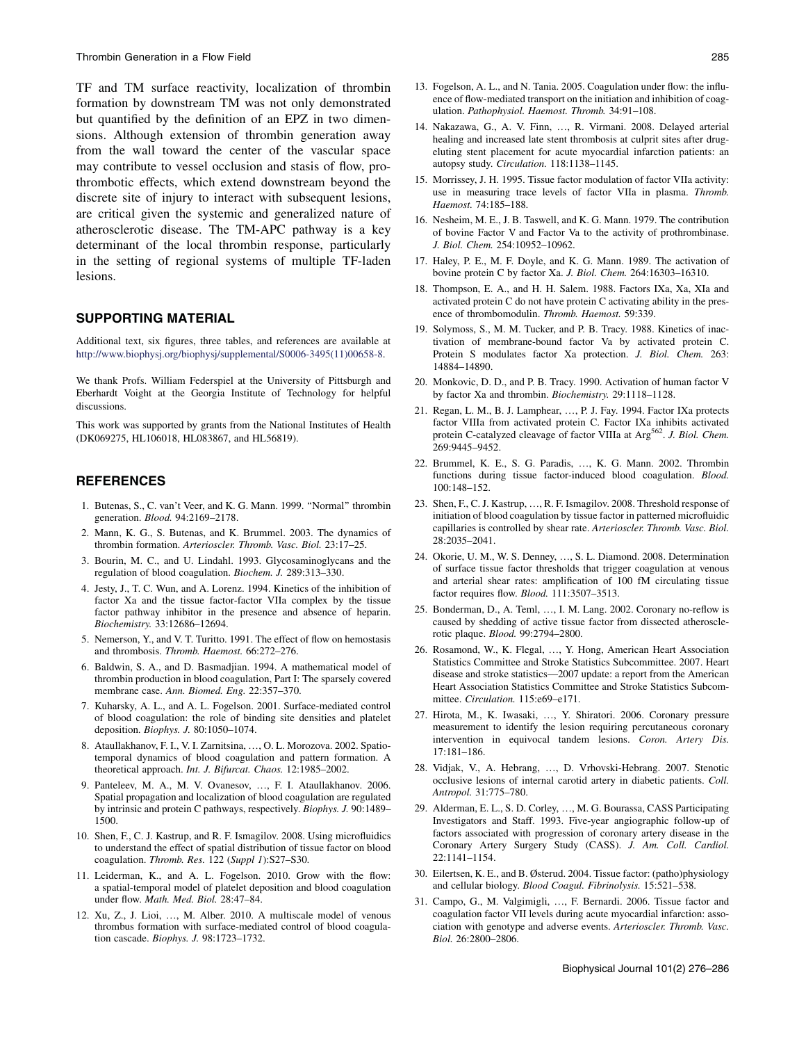TF and TM surface reactivity, localization of thrombin formation by downstream TM was not only demonstrated but quantified by the definition of an EPZ in two dimensions. Although extension of thrombin generation away from the wall toward the center of the vascular space may contribute to vessel occlusion and stasis of flow, prothrombotic effects, which extend downstream beyond the discrete site of injury to interact with subsequent lesions, are critical given the systemic and generalized nature of atherosclerotic disease. The TM-APC pathway is a key determinant of the local thrombin response, particularly in the setting of regional systems of multiple TF-laden lesions.

## SUPPORTING MATERIAL

Additional text, six figures, three tables, and references are available at http://www.biophysj.org/biophysj/supplemental/S0006-3495(11)00658-8.

We thank Profs. William Federspiel at the University of Pittsburgh and Eberhardt Voight at the Georgia Institute of Technology for helpful discussions.

This work was supported by grants from the National Institutes of Health (DK069275, HL106018, HL083867, and HL56819).

## REFERENCES

1. Butenas, S., C. van't Veer, and K. G. Mann. 1999. "Normal" thrombin generation. *Blood.* 94:2169–2178.
2. Mann, K. G., S. Butenas, and K. Brummel. 2003. The dynamics of thrombin formation. *Arterioscler. Thromb. Vasc. Biol.* 23:17–25.
3. Bourin, M. C., and U. Lindahl. 1993. Glycosaminoglycans and the regulation of blood coagulation. *Biochem. J.* 289:313–330.
4. Jesty, J., T. C. Wun, and A. Lorenz. 1994. Kinetics of the inhibition of factor Xa and the tissue factor-factor VIIa complex by the tissue factor pathway inhibitor in the presence and absence of heparin. *Biochemistry.* 33:12686–12694.
5. Nemerson, Y., and V. T. Turitto. 1991. The effect of flow on hemostasis and thrombosis. *Thromb. Haemost.* 66:272–276.
6. Baldwin, S. A., and D. Basmadjian. 1994. A mathematical model of thrombin production in blood coagulation, Part I: The sparsely covered membrane case. *Ann. Biomed. Eng.* 22:357–370.
7. Kuharsky, A. L., and A. L. Fogelson. 2001. Surface-mediated control of blood coagulation: the role of binding site densities and platelet deposition. *Biophys. J.* 80:1050–1074.
8. Ataullakhanov, F. I., V. I. Zarnitsina, …, O. L. Morozova. 2002. Spatiotemporal dynamics of blood coagulation and pattern formation. A theoretical approach. *Int. J. Bifurcat. Chaos.* 12:1985–2002.
9. Panteleev, M. A., M. V. Ovanesov, …, F. I. Ataullakhanov. 2006. Spatial propagation and localization of blood coagulation are regulated by intrinsic and protein C pathways, respectively. *Biophys. J.* 90:1489–1500.
10. Shen, F., C. J. Kastrup, and R. F. Ismagilov. 2008. Using microfluidics to understand the effect of spatial distribution of tissue factor on blood coagulation. *Thromb. Res.* 122 (*Suppl 1*):S27–S30.
11. Leiderman, K., and A. L. Fogelson. 2010. Grow with the flow: a spatial-temporal model of platelet deposition and blood coagulation under flow. *Math. Med. Biol.* 28:47–84.
12. Xu, Z., J. Lioi, …, M. Alber. 2010. A multiscale model of venous thrombus formation with surface-mediated control of blood coagulation cascade. *Biophys. J.* 98:1723–1732.
13. Fogelson, A. L., and N. Tania. 2005. Coagulation under flow: the influence of flow-mediated transport on the initiation and inhibition of coagulation. *Pathophysiol. Haemost. Thromb.* 34:91–108.
14. Nakazawa, G., A. V. Finn, …, R. Virmani. 2008. Delayed arterial healing and increased late stent thrombosis at culprit sites after drug-eluting stent placement for acute myocardial infarction patients: an autopsy study. *Circulation.* 118:1138–1145.
15. Morrissey, J. H. 1995. Tissue factor modulation of factor VIIa activity: use in measuring trace levels of factor VIIa in plasma. *Thromb. Haemost.* 74:185–188.
16. Nesheim, M. E., J. B. Taswell, and K. G. Mann. 1979. The contribution of bovine Factor V and Factor Va to the activity of prothrombinase. *J. Biol. Chem.* 254:10952–10962.
17. Haley, P. E., M. F. Doyle, and K. G. Mann. 1989. The activation of bovine protein C by factor Xa. *J. Biol. Chem.* 264:16303–16310.
18. Thompson, E. A., and H. H. Salem. 1988. Factors IXa, Xa, XIa and activated protein C do not have protein C activating ability in the presence of thrombomodulin. *Thromb. Haemost.* 59:339.
19. Solymoss, S., M. M. Tucker, and P. B. Tracy. 1988. Kinetics of inactivation of membrane-bound factor Va by activated protein C. Protein S modulates factor Xa protection. *J. Biol. Chem.* 263:14884–14890.
20. Monkovic, D. D., and P. B. Tracy. 1990. Activation of human factor V by factor Xa and thrombin. *Biochemistry.* 29:1118–1128.
21. Regan, L. M., B. J. Lamphear, …, P. J. Fay. 1994. Factor IXa protects factor VIIIa from activated protein C. Factor IXa inhibits activated protein C-catalyzed cleavage of factor VIIIa at $Arg^{562}$. *J. Biol. Chem.* 269:9445–9452.
22. Brummel, K. E., S. G. Paradis, …, K. G. Mann. 2002. Thrombin functions during tissue factor-induced blood coagulation. *Blood.* 100:148–152.
23. Shen, F., C. J. Kastrup, …, R. F. Ismagilov. 2008. Threshold response of initiation of blood coagulation by tissue factor in patterned microfluidic capillaries is controlled by shear rate. *Arterioscler. Thromb. Vasc. Biol.* 28:2035–2041.
24. Okorie, U. M., W. S. Denney, …, S. L. Diamond. 2008. Determination of surface tissue factor thresholds that trigger coagulation at venous and arterial shear rates: amplification of 100 fM circulating tissue factor requires flow. *Blood.* 111:3507–3513.
25. Bonderman, D., A. Teml, …, I. M. Lang. 2002. Coronary no-reflow is caused by shedding of active tissue factor from dissected atherosclerotic plaque. *Blood.* 99:2794–2800.
26. Rosamond, W., K. Flegal, …, Y. Hong, American Heart Association Statistics Committee and Stroke Statistics Subcommittee. 2007. Heart disease and stroke statistics—2007 update: a report from the American Heart Association Statistics Committee and Stroke Statistics Subcommittee. *Circulation.* 115:e69–e171.
27. Hirota, M., K. Iwasaki, …, Y. Shiratori. 2006. Coronary pressure measurement to identify the lesion requiring percutaneous coronary intervention in equivocal tandem lesions. *Coron. Artery Dis.* 17:181–186.
28. Vidjak, V., A. Hebrang, …, D. Vrhovski-Hebrang. 2007. Stenotic occlusive lesions of internal carotid artery in diabetic patients. *Coll. Antropol.* 31:775–780.
29. Alderman, E. L., S. D. Corley, …, M. G. Bourassa, CASS Participating Investigators and Staff. 1993. Five-year angiographic follow-up of factors associated with progression of coronary artery disease in the Coronary Artery Surgery Study (CASS). *J. Am. Coll. Cardiol.* 22:1141–1154.
30. Eilertsen, K. E., and B. Østerud. 2004. Tissue factor: (patho)physiology and cellular biology. *Blood Coagul. Fibrinolysis.* 15:521–538.
31. Campo, G., M. Valgimigli, …, F. Bernardi. 2006. Tissue factor and coagulation factor VII levels during acute myocardial infarction: association with genotype and adverse events. *Arterioscler. Thromb. Vasc. Biol.* 26:2800–2806.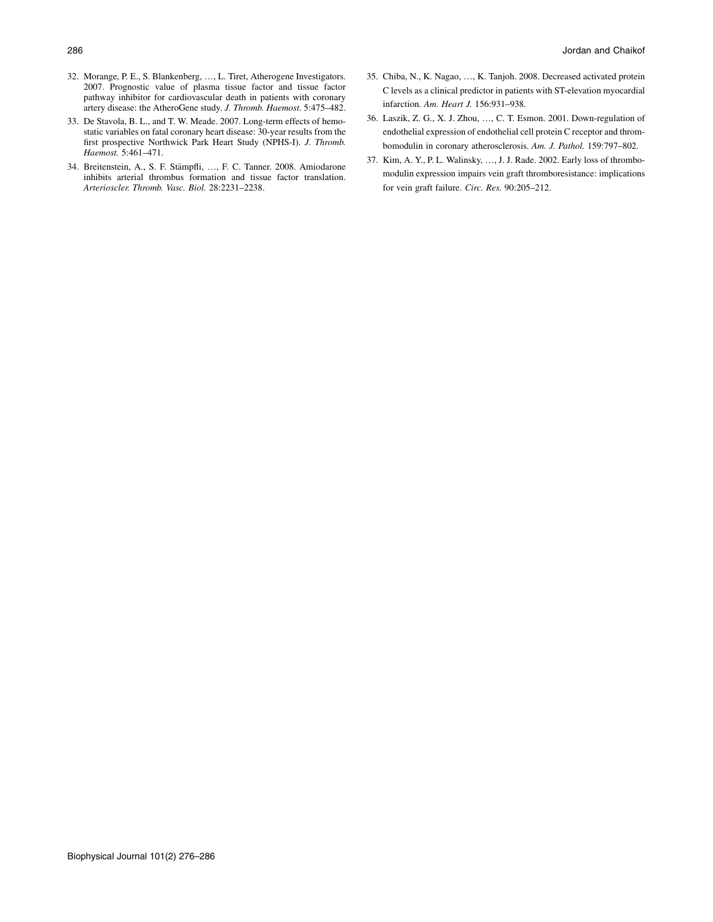32. Morange, P. E., S. Blankenberg, …, L. Tiret, Atherogene Investigators. 2007. Prognostic value of plasma tissue factor and tissue factor pathway inhibitor for cardiovascular death in patients with coronary artery disease: the AtheroGene study. *J. Thromb. Haemost.* 5:475–482.
33. De Stavola, B. L., and T. W. Meade. 2007. Long-term effects of hemostatic variables on fatal coronary heart disease: 30-year results from the first prospective Northwick Park Heart Study (NPHS-I). *J. Thromb. Haemost.* 5:461–471.
34. Breitenstein, A., S. F. Stämpfli, …, F. C. Tanner. 2008. Amiodarone inhibits arterial thrombus formation and tissue factor translation. *Arterioscler. Thromb. Vasc. Biol.* 28:2231–2238.
35. Chiba, N., K. Nagao, …, K. Tanjoh. 2008. Decreased activated protein C levels as a clinical predictor in patients with ST-elevation myocardial infarction. *Am. Heart J.* 156:931–938.
36. Laszik, Z. G., X. J. Zhou, …, C. T. Esmon. 2001. Down-regulation of endothelial expression of endothelial cell protein C receptor and thrombomodulin in coronary atherosclerosis. *Am. J. Pathol.* 159:797–802.
37. Kim, A. Y., P. L. Walinsky, …, J. J. Rade. 2002. Early loss of thrombomodulin expression impairs vein graft thromboresistance: implications for vein graft failure. *Circ. Res.* 90:205–212.